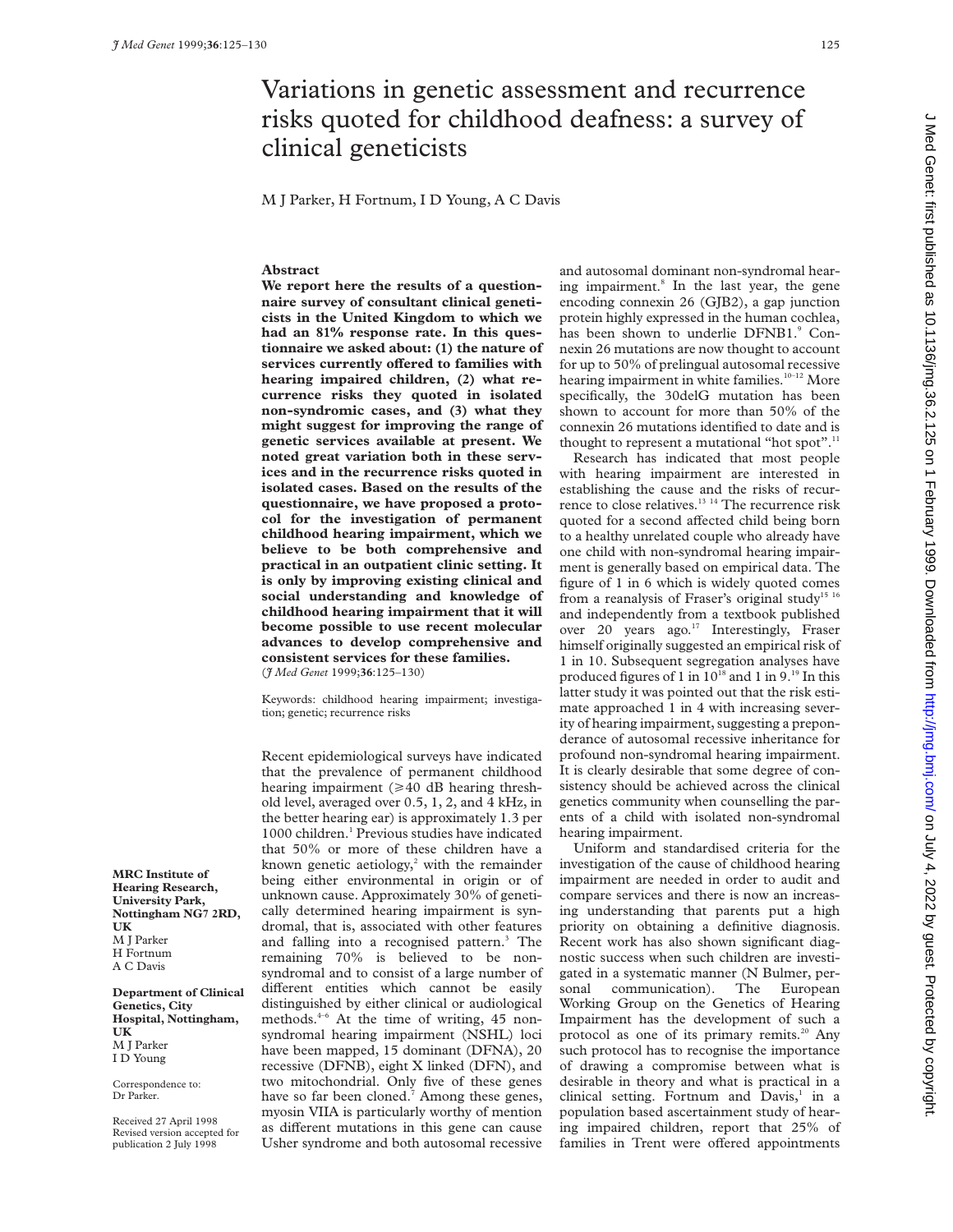# Variations in genetic assessment and recurrence risks quoted for childhood deafness: a survey of clinical geneticists

M J Parker, H Fortnum, I D Young, A C Davis

## Abstract

**We report here the results of a questionnaire survey of consultant clinical geneticists in the United Kingdom to which we had an 81% response rate. In this questionnaire we asked about: (1) the nature of services currently offered to families with hearing impaired children, (2) what recurrence risks they quoted in isolated non-syndromic cases, and (3) what they might suggest for improving the range of genetic services available at present. We noted great variation both in these services and in the recurrence risks quoted in isolated cases. Based on the results of the questionnaire, we have proposed a protocol for the investigation of permanent childhood hearing impairment, which we believe to be both comprehensive and practical in an outpatient clinic setting. It is only by improving existing clinical and social understanding and knowledge of childhood hearing impairment that it will become possible to use recent molecular advances to develop comprehensive and consistent services for these families.**
(*J Med Genet* 1999;**36**:125–130)

Keywords: childhood hearing impairment; investigation; genetic; recurrence risks

Recent epidemiological surveys have indicated that the prevalence of permanent childhood hearing impairment (⩾40 dB hearing threshold level, averaged over 0.5, 1, 2, and 4 kHz, in the better hearing ear) is approximately 1.3 per 1000 children.[1] Previous studies have indicated that 50% or more of these children have a known genetic aetiology,[2] with the remainder being either environmental in origin or of unknown cause. Approximately 30% of genetically determined hearing impairment is syndromal, that is, associated with other features and falling into a recognised pattern.[3] The remaining 70% is believed to be non-syndromal and to consist of a large number of different entities which cannot be easily distinguished by either clinical or audiological methods.[4–6] At the time of writing, 45 non-syndromal hearing impairment (NSHL) loci have been mapped, 15 dominant (DFNA), 20 recessive (DFNB), eight X linked (DFN), and two mitochondrial. Only five of these genes have so far been cloned.[7] Among these genes, myosin VIIA is particularly worthy of mention as different mutations in this gene can cause Usher syndrome and both autosomal recessive and autosomal dominant non-syndromal hearing impairment.[8] In the last year, the gene encoding connexin 26 (GJB2), a gap junction protein highly expressed in the human cochlea, has been shown to underlie DFNB1.[9] Connexin 26 mutations are now thought to account for up to 50% of prelingual autosomal recessive hearing impairment in white families.[10–12] More specifically, the 30delG mutation has been shown to account for more than 50% of the connexin 26 mutations identified to date and is thought to represent a mutational "hot spot".[11]

Research has indicated that most people with hearing impairment are interested in establishing the cause and the risks of recurrence to close relatives.[13,14] The recurrence risk quoted for a second affected child being born to a healthy unrelated couple who already have one child with non-syndromal hearing impairment is generally based on empirical data. The figure of 1 in 6 which is widely quoted comes from a reanalysis of Fraser's original study[15,16] and independently from a textbook published over 20 years ago.[17] Interestingly, Fraser himself originally suggested an empirical risk of 1 in 10. Subsequent segregation analyses have produced figures of 1 in 10[18] and 1 in 9.[19] In this latter study it was pointed out that the risk estimate approached 1 in 4 with increasing severity of hearing impairment, suggesting a preponderance of autosomal recessive inheritance for profound non-syndromal hearing impairment. It is clearly desirable that some degree of consistency should be achieved across the clinical genetics community when counselling the parents of a child with isolated non-syndromal hearing impairment.

Uniform and standardised criteria for the investigation of the cause of childhood hearing impairment are needed in order to audit and compare services and there is now an increasing understanding that parents put a high priority on obtaining a definitive diagnosis. Recent work has also shown significant diagnostic success when such children are investigated in a systematic manner (N Bulmer, personal communication). The European Working Group on the Genetics of Hearing Impairment has the development of such a protocol as one of its primary remits.[20] Any such protocol has to recognise the importance of drawing a compromise between what is desirable in theory and what is practical in a clinical setting. Fortnum and Davis,[1] in a population based ascertainment study of hearing impaired children, report that 25% of families in Trent were offered appointments

**MRC Institute of Hearing Research, University Park, Nottingham NG7 2RD, UK**
M J Parker
H Fortnum
A C Davis

**Department of Clinical Genetics, City Hospital, Nottingham, UK**
M J Parker
I D Young

Correspondence to: Dr Parker.

Received 27 April 1998
Revised version accepted for publication 2 July 1998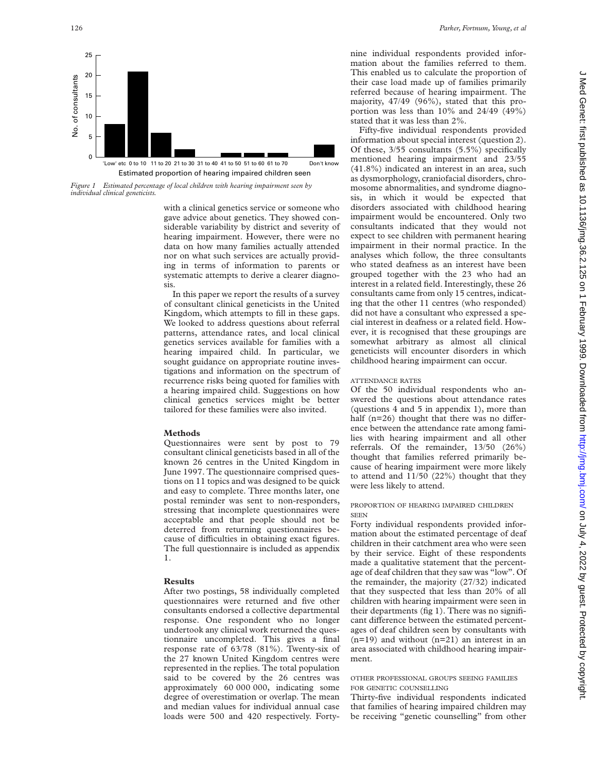Figure 1 Estimated percentage of local children with hearing impairment seen by individual clinical geneticists.

with a clinical genetics service or someone who gave advice about genetics. They showed considerable variability by district and severity of hearing impairment. However, there were no data on how many families actually attended nor on what such services are actually providing in terms of information to parents or systematic attempts to derive a clearer diagnosis.

In this paper we report the results of a survey of consultant clinical geneticists in the United Kingdom, which attempts to fill in these gaps. We looked to address questions about referral patterns, attendance rates, and local clinical genetics services available for families with a hearing impaired child. In particular, we sought guidance on appropriate routine investigations and information on the spectrum of recurrence risks being quoted for families with a hearing impaired child. Suggestions on how clinical genetics services might be better tailored for these families were also invited.

## Methods

Questionnaires were sent by post to 79 consultant clinical geneticists based in all of the known 26 centres in the United Kingdom in June 1997. The questionnaire comprised questions on 11 topics and was designed to be quick and easy to complete. Three months later, one postal reminder was sent to non-responders, stressing that incomplete questionnaires were acceptable and that people should not be deterred from returning questionnaires because of difficulties in obtaining exact figures. The full questionnaire is included as appendix 1.

## Results

After two postings, 58 individually completed questionnaires were returned and five other consultants endorsed a collective departmental response. One respondent who no longer undertook any clinical work returned the questionnaire uncompleted. This gives a final response rate of 63/78 (81%). Twenty-six of the 27 known United Kingdom centres were represented in the replies. The total population said to be covered by the 26 centres was approximately 60 000 000, indicating some degree of overestimation or overlap. The mean and median values for individual annual case loads were 500 and 420 respectively. Forty-nine individual respondents provided information about the families referred to them. This enabled us to calculate the proportion of their case load made up of families primarily referred because of hearing impairment. The majority, 47/49 (96%), stated that this proportion was less than 10% and 24/49 (49%) stated that it was less than 2%.

Fifty-five individual respondents provided information about special interest (question 2). Of these, 3/55 consultants (5.5%) specifically mentioned hearing impairment and 23/55 (41.8%) indicated an interest in an area, such as dysmorphology, craniofacial disorders, chromosome abnormalities, and syndrome diagnosis, in which it would be expected that disorders associated with childhood hearing impairment would be encountered. Only two consultants indicated that they would not expect to see children with permanent hearing impairment in their normal practice. In the analyses which follow, the three consultants who stated deafness as an interest have been grouped together with the 23 who had an interest in a related field. Interestingly, these 26 consultants came from only 15 centres, indicating that the other 11 centres (who responded) did not have a consultant who expressed a special interest in deafness or a related field. However, it is recognised that these groupings are somewhat arbitrary as almost all clinical geneticists will encounter disorders in which childhood hearing impairment can occur.

### ATTENDANCE RATES

Of the 50 individual respondents who answered the questions about attendance rates (questions 4 and 5 in appendix 1), more than half (n=26) thought that there was no difference between the attendance rate among families with hearing impairment and all other referrals. Of the remainder, 13/50 (26%) thought that families referred primarily because of hearing impairment were more likely to attend and 11/50 (22%) thought that they were less likely to attend.

### PROPORTION OF HEARING IMPAIRED CHILDREN SEEN

Forty individual respondents provided information about the estimated percentage of deaf children in their catchment area who were seen by their service. Eight of these respondents made a qualitative statement that the percentage of deaf children that they saw was "low". Of the remainder, the majority (27/32) indicated that they suspected that less than 20% of all children with hearing impairment were seen in their departments (fig 1). There was no significant difference between the estimated percentages of deaf children seen by consultants with (n=19) and without (n=21) an interest in an area associated with childhood hearing impairment.

### OTHER PROFESSIONAL GROUPS SEEING FAMILIES FOR GENETIC COUNSELLING

Thirty-five individual respondents indicated that families of hearing impaired children may be receiving "genetic counselling" from other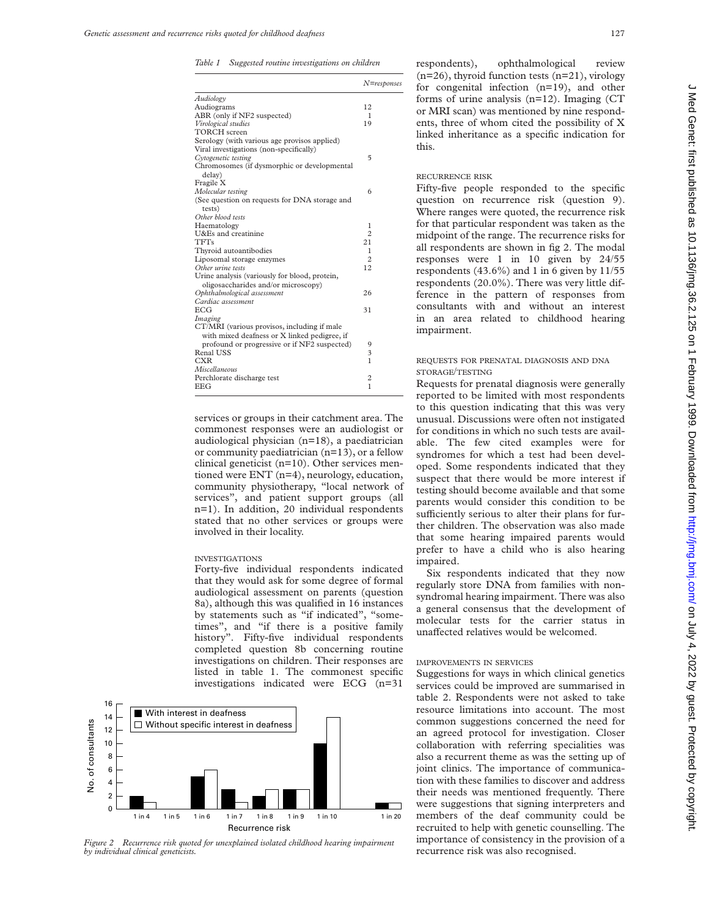*Table 1 Suggested routine investigations on children*

| | *N=responses* |
|---|---|
| *Audiology* | |
| Audiograms | 12 |
| ABR (only if NF2 suspected) | 1 |
| *Virological studies* | 19 |
| TORCH screen | |
| Serology (with various age provisos applied) | |
| Viral investigations (non-specifically) | |
| *Cytogenetic testing* | 5 |
| Chromosomes (if dysmorphic or developmental delay) | |
| Fragile X | |
| *Molecular testing* | 6 |
| (See question on requests for DNA storage and tests) | |
| *Other blood tests* | |
| Haematology | 1 |
| U&Es and creatinine | 2 |
| TFTs | 21 |
| Thyroid autoantibodies | 1 |
| Liposomal storage enzymes | 2 |
| *Other urine tests* | 12 |
| Urine analysis (variously for blood, protein, oligosaccharides and/or microscopy) | |
| *Ophthalmological assessment* | 26 |
| *Cardiac assessment* | |
| ECG | 31 |
| *Imaging* | |
| CT/MRI (various provisos, including if male with mixed deafness or X linked pedigree, if profound or progressive or if NF2 suspected) | 9 |
| Renal USS | 3 |
| CXR | 1 |
| *Miscellaneous* | |
| Perchlorate discharge test | 2 |
| EEG | 1 |

services or groups in their catchment area. The commonest responses were an audiologist or audiological physician (n=18), a paediatrician or community paediatrician (n=13), or a fellow clinical geneticist (n=10). Other services mentioned were ENT (n=4), neurology, education, community physiotherapy, "local network of services", and patient support groups (all n=1). In addition, 20 individual respondents stated that no other services or groups were involved in their locality.

### INVESTIGATIONS

Forty-five individual respondents indicated that they would ask for some degree of formal audiological assessment on parents (question 8a), although this was qualified in 16 instances by statements such as "if indicated", "sometimes", and "if there is a positive family history". Fifty-five individual respondents completed question 8b concerning routine investigations on children. Their responses are listed in table 1. The commonest specific investigations indicated were ECG (n=31 respondents), ophthalmological review (n=26), thyroid function tests (n=21), virology for congenital infection (n=19), and other forms of urine analysis (n=12). Imaging (CT or MRI scan) was mentioned by nine respondents, three of whom cited the possibility of X linked inheritance as a specific indication for this.

| Recurrence risk | With interest in deafness | Without specific interest in deafness |
|---|---|---|
| 1 in 4 | 2 | 1 |
| 1 in 5 | 0 | 0 |
| 1 in 6 | 5 | 6 |
| 1 in 7 | 3 | 1 |
| 1 in 8 | 2 | 3 |
| 1 in 9 | 3 | 3 |
| 1 in 10 | 10 | 14 |
| 1 in 20 | 1 | 1 |

*Figure 2 Recurrence risk quoted for unexplained isolated childhood hearing impairment by individual clinical geneticists.*

### RECURRENCE RISK

Fifty-five people responded to the specific question on recurrence risk (question 9). Where ranges were quoted, the recurrence risk for that particular respondent was taken as the midpoint of the range. The recurrence risks for all respondents are shown in fig 2. The modal responses were 1 in 10 given by 24/55 respondents (43.6%) and 1 in 6 given by 11/55 respondents (20.0%). There was very little difference in the pattern of responses from consultants with and without an interest in an area related to childhood hearing impairment.

### REQUESTS FOR PRENATAL DIAGNOSIS AND DNA STORAGE/TESTING

Requests for prenatal diagnosis were generally reported to be limited with most respondents to this question indicating that this was very unusual. Discussions were often not instigated for conditions in which no such tests are available. The few cited examples were for syndromes for which a test had been developed. Some respondents indicated that they suspect that there would be more interest if testing should become available and that some parents would consider this condition to be sufficiently serious to alter their plans for further children. The observation was also made that some hearing impaired parents would prefer to have a child who is also hearing impaired.

Six respondents indicated that they now regularly store DNA from families with non-syndromal hearing impairment. There was also a general consensus that the development of molecular tests for the carrier status in unaffected relatives would be welcomed.

### IMPROVEMENTS IN SERVICES

Suggestions for ways in which clinical genetics services could be improved are summarised in table 2. Respondents were not asked to take resource limitations into account. The most common suggestions concerned the need for an agreed protocol for investigation. Closer collaboration with referring specialities was also a recurrent theme as was the setting up of joint clinics. The importance of communication with these families to discover and address their needs was mentioned frequently. There were suggestions that signing interpreters and members of the deaf community could be recruited to help with genetic counselling. The importance of consistency in the provision of a recurrence risk was also recognised.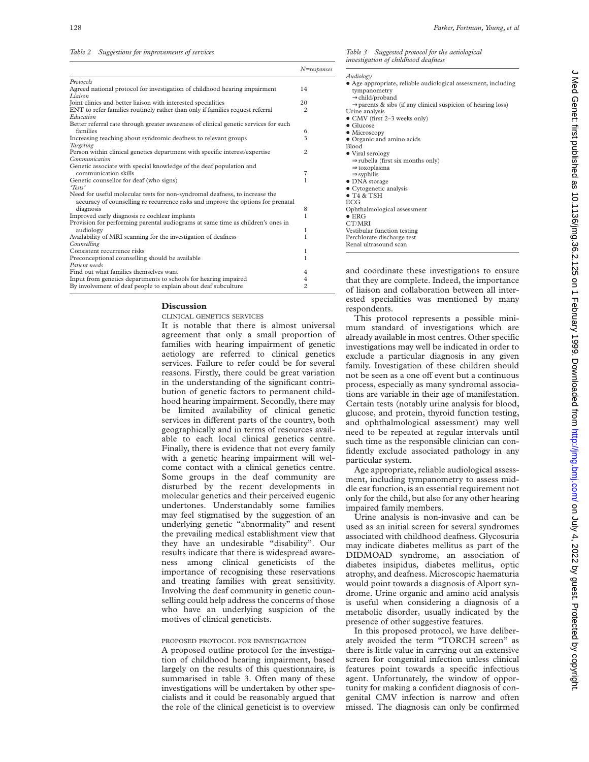*Table 2 Suggestions for improvements of services*

| | *N=responses* |
|---|---|
| *Protocols* | |
| Agreed national protocol for investigation of childhood hearing impairment | 14 |
| *Liaison* | |
| Joint clinics and better liaison with interested specialities | 20 |
| ENT to refer families routinely rather than only if families request referral | 2 |
| *Education* | |
| Better referral rate through greater awareness of clinical genetic services for such families | 6 |
| Increasing teaching about syndromic deafness to relevant groups | 3 |
| *Targeting* | |
| Person within clinical genetics department with specific interest/expertise | 2 |
| *Communication* | |
| Genetic associate with special knowledge of the deaf population and communication skills | 7 |
| Genetic counsellor for deaf (who signs) | 1 |
| *'Tests'* | |
| Need for useful molecular tests for non-syndromal deafness, to increase the accuracy of counselling re recurrence risks and improve the options for prenatal diagnosis | 8 |
| Improved early diagnosis re cochlear implants | 1 |
| Provision for performing parental audiograms at same time as children's ones in audiology | 1 |
| Availability of MRI scanning for the investigation of deafness | 1 |
| *Counselling* | |
| Consistent recurrence risks | 1 |
| Preconceptional counselling should be available | 1 |
| *Patient needs* | |
| Find out what families themselves want | 4 |
| Input from genetics departments to schools for hearing impaired | 4 |
| By involvement of deaf people to explain about deaf subculture | 2 |

## Discussion

CLINICAL GENETICS SERVICES

It is notable that there is almost universal agreement that only a small proportion of families with hearing impairment of genetic aetiology are referred to clinical genetics services. Failure to refer could be for several reasons. Firstly, there could be great variation in the understanding of the significant contribution of genetic factors to permanent childhood hearing impairment. Secondly, there may be limited availability of clinical genetic services in different parts of the country, both geographically and in terms of resources available to each local clinical genetics centre. Finally, there is evidence that not every family with a genetic hearing impairment will welcome contact with a clinical genetics centre. Some groups in the deaf community are disturbed by the recent developments in molecular genetics and their perceived eugenic undertones. Understandably some families may feel stigmatised by the suggestion of an underlying genetic "abnormality" and resent the prevailing medical establishment view that they have an undesirable "disability". Our results indicate that there is widespread awareness among clinical geneticists of the importance of recognising these reservations and treating families with great sensitivity. Involving the deaf community in genetic counselling could help address the concerns of those who have an underlying suspicion of the motives of clinical geneticists.

PROPOSED PROTOCOL FOR INVESTIGATION

A proposed outline protocol for the investigation of childhood hearing impairment, based largely on the results of this questionnaire, is summarised in table 3. Often many of these investigations will be undertaken by other specialists and it could be reasonably argued that the role of the clinical geneticist is to overview and coordinate these investigations to ensure that they are complete. Indeed, the importance of liaison and collaboration between all interested specialities was mentioned by many respondents.

*Table 3 Suggested protocol for the aetiological investigation of childhood deafness*

*Audiology*
- Age appropriate, reliable audiological assessment, including tympanometry
  - → child/proband
  - → parents & sibs (if any clinical suspicion of hearing loss)

Urine analysis
- CMV (first 2–3 weeks only)
- Glucose
- Microscopy
- Organic and amino acids

Blood
- Viral serology
  - ⇒ rubella (first six months only)
  - ⇒ toxoplasma
  - ⇒ syphilis
- DNA storage
- Cytogenetic analysis
- T4 & TSH

ECG

Ophthalmological assessment
- ERG

CT/MRI

Vestibular function testing

Perchlorate discharge test

Renal ultrasound scan

This protocol represents a possible minimum standard of investigations which are already available in most centres. Other specific investigations may well be indicated in order to exclude a particular diagnosis in any given family. Investigation of these children should not be seen as a one off event but a continuous process, especially as many syndromal associations are variable in their age of manifestation. Certain tests (notably urine analysis for blood, glucose, and protein, thyroid function testing, and ophthalmological assessment) may well need to be repeated at regular intervals until such time as the responsible clinician can confidently exclude associated pathology in any particular system.

Age appropriate, reliable audiological assessment, including tympanometry to assess middle ear function, is an essential requirement not only for the child, but also for any other hearing impaired family members.

Urine analysis is non-invasive and can be used as an initial screen for several syndromes associated with childhood deafness. Glycosuria may indicate diabetes mellitus as part of the DIDMOAD syndrome, an association of diabetes insipidus, diabetes mellitus, optic atrophy, and deafness. Microscopic haematuria would point towards a diagnosis of Alport syndrome. Urine organic and amino acid analysis is useful when considering a diagnosis of a metabolic disorder, usually indicated by the presence of other suggestive features.

In this proposed protocol, we have deliberately avoided the term "TORCH screen" as there is little value in carrying out an extensive screen for congenital infection unless clinical features point towards a specific infectious agent. Unfortunately, the window of opportunity for making a confident diagnosis of congenital CMV infection is narrow and often missed. The diagnosis can only be confirmed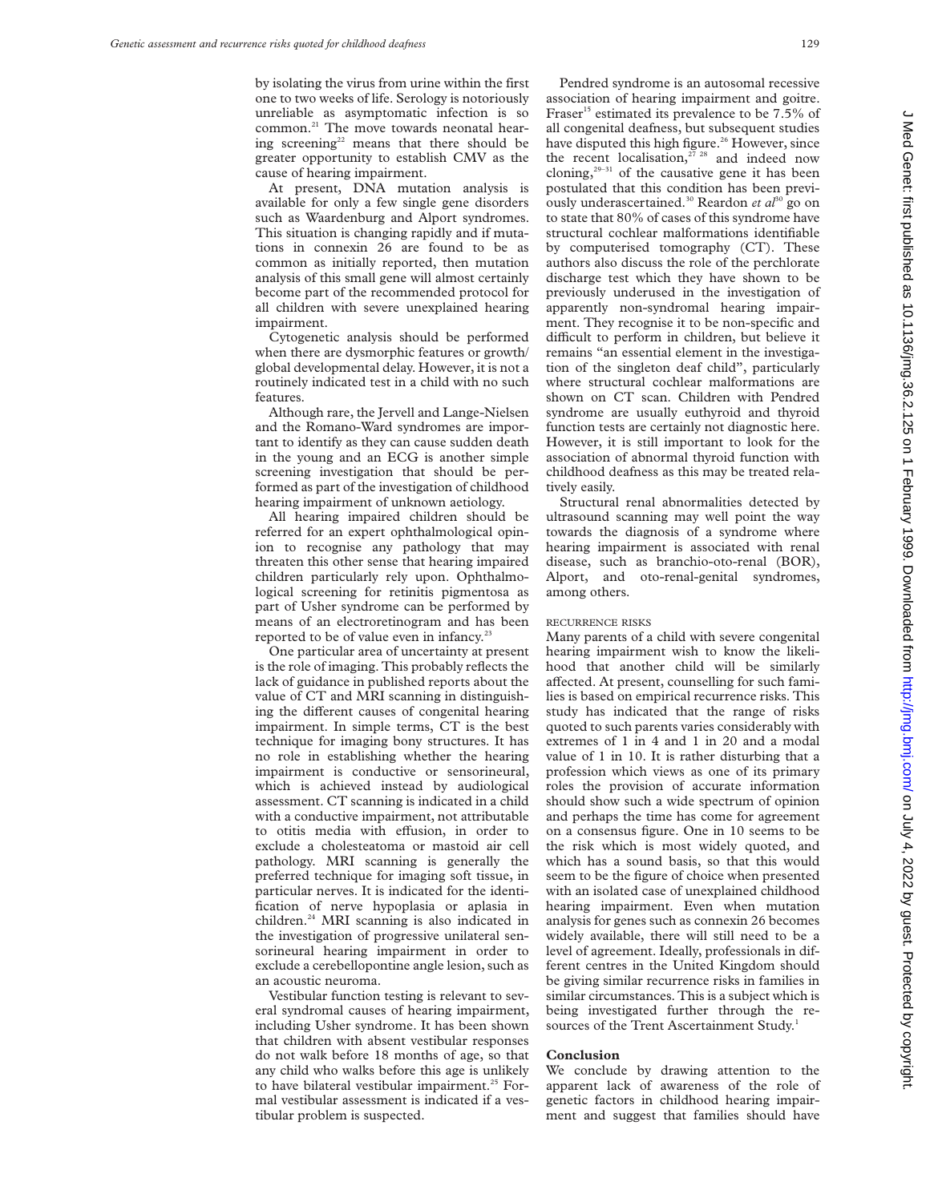by isolating the virus from urine within the first one to two weeks of life. Serology is notoriously unreliable as asymptomatic infection is so common.[21] The move towards neonatal hearing screening[22] means that there should be greater opportunity to establish CMV as the cause of hearing impairment.

At present, DNA mutation analysis is available for only a few single gene disorders such as Waardenburg and Alport syndromes. This situation is changing rapidly and if mutations in connexin 26 are found to be as common as initially reported, then mutation analysis of this small gene will almost certainly become part of the recommended protocol for all children with severe unexplained hearing impairment.

Cytogenetic analysis should be performed when there are dysmorphic features or growth/global developmental delay. However, it is not a routinely indicated test in a child with no such features.

Although rare, the Jervell and Lange-Nielsen and the Romano-Ward syndromes are important to identify as they can cause sudden death in the young and an ECG is another simple screening investigation that should be performed as part of the investigation of childhood hearing impairment of unknown aetiology.

All hearing impaired children should be referred for an expert ophthalmological opinion to recognise any pathology that may threaten this other sense that hearing impaired children particularly rely upon. Ophthalmological screening for retinitis pigmentosa as part of Usher syndrome can be performed by means of an electroretinogram and has been reported to be of value even in infancy.[23]

One particular area of uncertainty at present is the role of imaging. This probably reflects the lack of guidance in published reports about the value of CT and MRI scanning in distinguishing the different causes of congenital hearing impairment. In simple terms, CT is the best technique for imaging bony structures. It has no role in establishing whether the hearing impairment is conductive or sensorineural, which is achieved instead by audiological assessment. CT scanning is indicated in a child with a conductive impairment, not attributable to otitis media with effusion, in order to exclude a cholesteatoma or mastoid air cell pathology. MRI scanning is generally the preferred technique for imaging soft tissue, in particular nerves. It is indicated for the identification of nerve hypoplasia or aplasia in children.[24] MRI scanning is also indicated in the investigation of progressive unilateral sensorineural hearing impairment in order to exclude a cerebellopontine angle lesion, such as an acoustic neuroma.

Vestibular function testing is relevant to several syndromal causes of hearing impairment, including Usher syndrome. It has been shown that children with absent vestibular responses do not walk before 18 months of age, so that any child who walks before this age is unlikely to have bilateral vestibular impairment.[25] Formal vestibular assessment is indicated if a vestibular problem is suspected.

Pendred syndrome is an autosomal recessive association of hearing impairment and goitre. Fraser[15] estimated its prevalence to be 7.5% of all congenital deafness, but subsequent studies have disputed this high figure.[26] However, since the recent localisation,[27 28] and indeed now cloning,[29–31] of the causative gene it has been postulated that this condition has been previously underascertained.[30] Reardon *et al*[30] go on to state that 80% of cases of this syndrome have structural cochlear malformations identifiable by computerised tomography (CT). These authors also discuss the role of the perchlorate discharge test which they have shown to be previously underused in the investigation of apparently non-syndromal hearing impairment. They recognise it to be non-specific and difficult to perform in children, but believe it remains "an essential element in the investigation of the singleton deaf child", particularly where structural cochlear malformations are shown on CT scan. Children with Pendred syndrome are usually euthyroid and thyroid function tests are certainly not diagnostic here. However, it is still important to look for the association of abnormal thyroid function with childhood deafness as this may be treated relatively easily.

Structural renal abnormalities detected by ultrasound scanning may well point the way towards the diagnosis of a syndrome where hearing impairment is associated with renal disease, such as branchio-oto-renal (BOR), Alport, and oto-renal-genital syndromes, among others.

### RECURRENCE RISKS

Many parents of a child with severe congenital hearing impairment wish to know the likelihood that another child will be similarly affected. At present, counselling for such families is based on empirical recurrence risks. This study has indicated that the range of risks quoted to such parents varies considerably with extremes of 1 in 4 and 1 in 20 and a modal value of 1 in 10. It is rather disturbing that a profession which views as one of its primary roles the provision of accurate information should show such a wide spectrum of opinion and perhaps the time has come for agreement on a consensus figure. One in 10 seems to be the risk which is most widely quoted, and which has a sound basis, so that this would seem to be the figure of choice when presented with an isolated case of unexplained childhood hearing impairment. Even when mutation analysis for genes such as connexin 26 becomes widely available, there will still need to be a level of agreement. Ideally, professionals in different centres in the United Kingdom should be giving similar recurrence risks in families in similar circumstances. This is a subject which is being investigated further through the resources of the Trent Ascertainment Study.[1]

## Conclusion

We conclude by drawing attention to the apparent lack of awareness of the role of genetic factors in childhood hearing impairment and suggest that families should have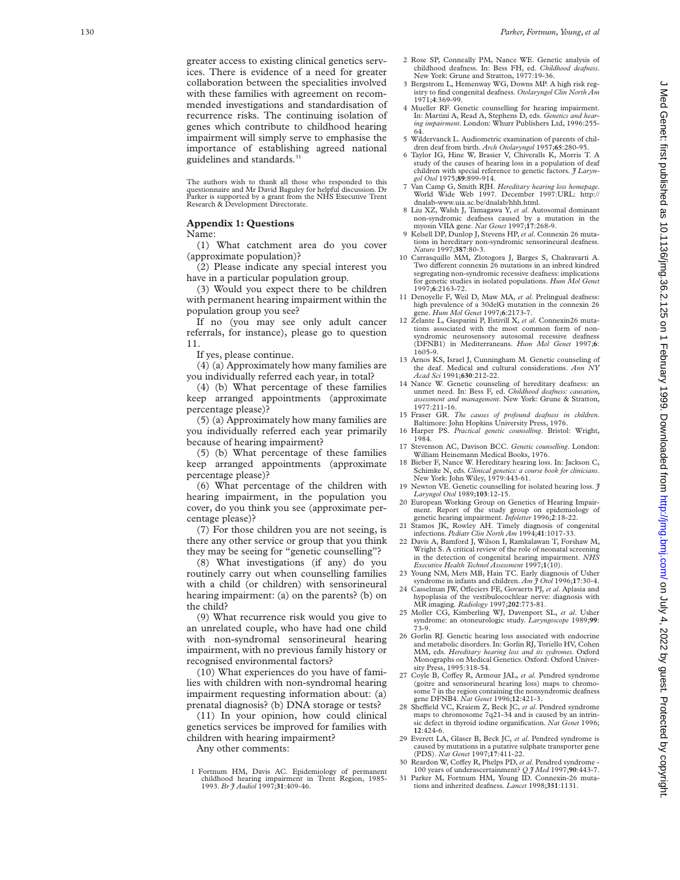greater access to existing clinical genetics services. There is evidence of a need for greater collaboration between the specialities involved with these families with agreement on recommended investigations and standardisation of recurrence risks. The continuing isolation of genes which contribute to childhood hearing impairment will simply serve to emphasise the importance of establishing agreed national guidelines and standards.[31]

The authors wish to thank all those who responded to this questionnaire and Mr David Baguley for helpful discussion. Dr Parker is supported by a grant from the NHS Executive Trent Research & Development Directorate.

## Appendix 1: Questions

Name:

(1) What catchment area do you cover (approximate population)?

(2) Please indicate any special interest you have in a particular population group.

(3) Would you expect there to be children with permanent hearing impairment within the population group you see?

If no (you may see only adult cancer referrals, for instance), please go to question 11.

If yes, please continue.

(4) (a) Approximately how many families are you individually referred each year, in total?

(4) (b) What percentage of these families keep arranged appointments (approximate percentage please)?

(5) (a) Approximately how many families are you individually referred each year primarily because of hearing impairment?

(5) (b) What percentage of these families keep arranged appointments (approximate percentage please)?

(6) What percentage of the children with hearing impairment, in the population you cover, do you think you see (approximate percentage please)?

(7) For those children you are not seeing, is there any other service or group that you think they may be seeing for "genetic counselling"?

(8) What investigations (if any) do you routinely carry out when counselling families with a child (or children) with sensorineural hearing impairment: (a) on the parents? (b) on the child?

(9) What recurrence risk would you give to an unrelated couple, who have had one child with non-syndromal sensorineural hearing impairment, with no previous family history or recognised environmental factors?

(10) What experiences do you have of families with children with non-syndromal hearing impairment requesting information about: (a) prenatal diagnosis? (b) DNA storage or tests?

(11) In your opinion, how could clinical genetics services be improved for families with children with hearing impairment?

Any other comments:

1 Fortnum HM, Davis AC. Epidemiology of permanent childhood hearing impairment in Trent Region, 1985-1993. *Br J Audiol* 1997;**31**:409-46.
2 Rose SP, Conneally PM, Nance WE. Genetic analysis of childhood deafness. In: Bess FH, ed. *Childhood deafness*. New York: Grune and Stratton, 1977:19-36.
3 Bergstrom L, Hemenway WG, Downs MP. A high risk registry to find congenital deafness. *Otolaryngol Clin North Am* 1971;**4**:369-99.
4 Mueller RF. Genetic counselling for hearing impairment. In: Martini A, Read A, Stephens D, eds. *Genetics and hearing impairment*. London: Whurr Publishers Ltd, 1996:255-64.
5 Wildervanck L. Audiometric examination of parents of children deaf from birth. *Arch Otolaryngol* 1957;**65**:280-95.
6 Taylor IG, Hine W, Brasier V, Chiveralls K, Morris T. A study of the causes of hearing loss in a population of deaf children with special reference to genetic factors. *J Laryngol Otol* 1975;**89**:899-914.
7 Van Camp G, Smith RJH. *Hereditary hearing loss homepage*. World Wide Web 1997. December 1997:URL: http://dnalab-www.uia.ac.be/dnalab/hhh.html.
8 Liu XZ, Walsh J, Tamagawa Y, *et al*. Autosomal dominant non-syndromic deafness caused by a mutation in the myosin VIIA gene. *Nat Genet* 1997;**17**:268-9.
9 Kelsell DP, Dunlop J, Stevens HP, *et al*. Connexin 26 mutations in hereditary non-syndromic sensorineural deafness. *Nature* 1997;**387**:80-3.
10 Carrasquillo MM, Zlotogora J, Barges S, Chakravarti A. Two different connexin 26 mutations in an inbred kindred segregating non-syndromic recessive deafness: implications for genetic studies in isolated populations. *Hum Mol Genet* 1997;**6**:2163-72.
11 Denoyelle F, Weil D, Maw MA, *et al*. Prelingual deafness: high prevalence of a 30delG mutation in the connexin 26 gene. *Hum Mol Genet* 1997;**6**:2173-7.
12 Zelante L, Gasparini P, Estivill X, *et al*. Connexin26 mutations associated with the most common form of non-syndromic neurosensory autosomal recessive deafness (DFNB1) in Mediterraneans. *Hum Mol Genet* 1997;**6**:1605-9.
13 Arnos KS, Israel J, Cunningham M. Genetic counseling of the deaf. Medical and cultural considerations. *Ann NY Acad Sci* 1991;**630**:212-22.
14 Nance W. Genetic counseling of hereditary deafness: an unmet need. In: Bess F, ed. *Childhood deafness: causation, assessment and management*. New York: Grune & Stratton, 1977:211-16.
15 Fraser GR. *The causes of profound deafness in children*. Baltimore: John Hopkins University Press, 1976.
16 Harper PS. *Practical genetic counselling*. Bristol: Wright, 1984.
17 Stevenson AC, Davison BCC. *Genetic counselling*. London: William Heinemann Medical Books, 1976.
18 Bieber F, Nance W. Hereditary hearing loss. In: Jackson C, Schimke N, eds. *Clinical genetics: a course book for clinicians*. New York: John Wiley, 1979:443-61.
19 Newton VE. Genetic counselling for isolated hearing loss. *J Laryngol Otol* 1989;**103**:12-15.
20 European Working Group on Genetics of Hearing Impairment. Report of the study group on epidemiology of genetic hearing impairment. *Infoletter* 1996;**2**:18-22.
21 Stamos JK, Rowley AH. Timely diagnosis of congenital infections. *Pediatr Clin North Am* 1994;**41**:1017-33.
22 Davis A, Bamford J, Wilson I, Ramkalawan T, Forshaw M, Wright S. A critical review of the role of neonatal screening in the detection of congenital hearing impairment. *NHS Executive Health Technol Assessment* 1997;**1**(10).
23 Young NM, Mets MB, Hain TC. Early diagnosis of Usher syndrome in infants and children. *Am J Otol* 1996;**17**:30-4.
24 Casselman JW, Offeciers FE, Govaerts PJ, *et al*. Aplasia and hypoplasia of the vestibulocochlear nerve: diagnosis with MR imaging. *Radiology* 1997;**202**:773-81.
25 Moller CG, Kimberling WJ, Davenport SL, *et al*. Usher syndrome: an otoneurologic study. *Laryngoscope* 1989;**99**:73-9.
26 Gorlin RJ. Genetic hearing loss associated with endocrine and metabolic disorders. In: Gorlin RJ, Toriello HV, Cohen MM, eds. *Hereditary hearing loss and its sydromes*. Oxford Monographs on Medical Genetics. Oxford: Oxford University Press, 1995:318-54.
27 Coyle B, Coffey R, Armour JAL, *et al.* Pendred syndrome (goitre and sensorineural hearing loss) maps to chromosome 7 in the region containing the nonsyndromic deafness gene DFNB4. *Nat Genet* 1996;**12**:421-3.
28 Sheffield VC, Kraiem Z, Beck JC, *et al*. Pendred syndrome maps to chromosome 7q21-34 and is caused by an intrinsic defect in thyroid iodine organification. *Nat Genet* 1996;**12**:424-6.
29 Everett LA, Glaser B, Beck JC, *et al*. Pendred syndrome is caused by mutations in a putative sulphate transporter gene (PDS). *Nat Genet* 1997;**17**:411-22.
30 Reardon W, Coffey R, Phelps PD, *et al*. Pendred syndrome - 100 years of underascertainment? *Q J Med* 1997;**90**:443-7.
31 Parker M, Fortnum HM, Young ID. Connexin-26 mutations and inherited deafness. *Lancet* 1998;**351**:1131.